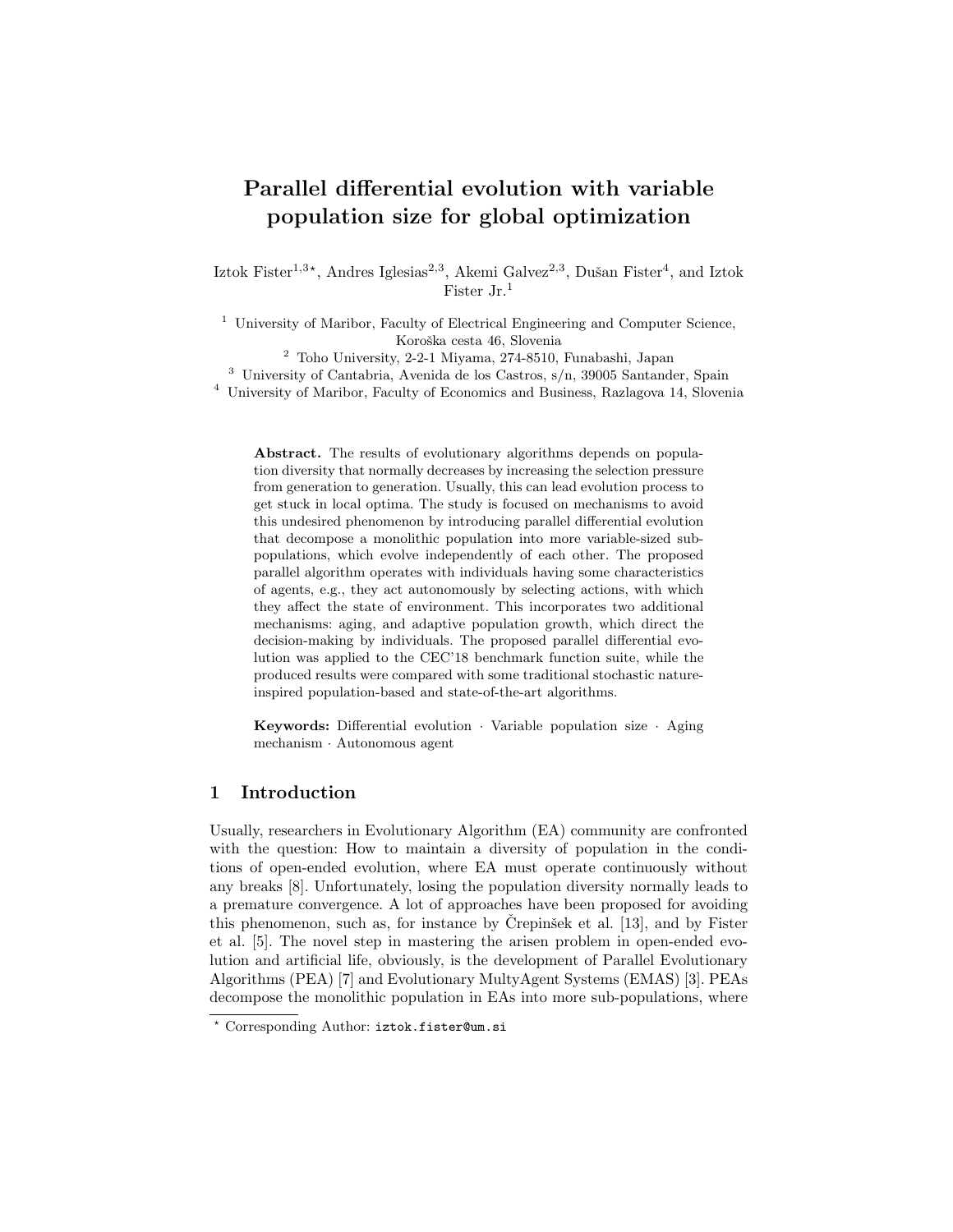# Parallel differential evolution with variable population size for global optimization

Iztok Fister[1,3⋆], Andres Iglesias[2,3], Akemi Galvez[2,3], Dušan Fister[4], and Iztok Fister Jr.[1]

[1] University of Maribor, Faculty of Electrical Engineering and Computer Science, Koroška cesta 46, Slovenia
[2] Toho University, 2-2-1 Miyama, 274-8510, Funabashi, Japan
[3] University of Cantabria, Avenida de los Castros, s/n, 39005 Santander, Spain
[4] University of Maribor, Faculty of Economics and Business, Razlagova 14, Slovenia

**Abstract.** The results of evolutionary algorithms depends on population diversity that normally decreases by increasing the selection pressure from generation to generation. Usually, this can lead evolution process to get stuck in local optima. The study is focused on mechanisms to avoid this undesired phenomenon by introducing parallel differential evolution that decompose a monolithic population into more variable-sized sub-populations, which evolve independently of each other. The proposed parallel algorithm operates with individuals having some characteristics of agents, e.g., they act autonomously by selecting actions, with which they affect the state of environment. This incorporates two additional mechanisms: aging, and adaptive population growth, which direct the decision-making by individuals. The proposed parallel differential evolution was applied to the CEC'18 benchmark function suite, while the produced results were compared with some traditional stochastic nature-inspired population-based and state-of-the-art algorithms.

**Keywords:** Differential evolution · Variable population size · Aging mechanism · Autonomous agent

## 1 Introduction

Usually, researchers in Evolutionary Algorithm (EA) community are confronted with the question: How to maintain a diversity of population in the conditions of open-ended evolution, where EA must operate continuously without any breaks [8]. Unfortunately, losing the population diversity normally leads to a premature convergence. A lot of approaches have been proposed for avoiding this phenomenon, such as, for instance by Črepinšek et al. [13], and by Fister et al. [5]. The novel step in mastering the arisen problem in open-ended evolution and artificial life, obviously, is the development of Parallel Evolutionary Algorithms (PEA) [7] and Evolutionary MultyAgent Systems (EMAS) [3]. PEAs decompose the monolithic population in EAs into more sub-populations, where

⋆ Corresponding Author: iztok.fister@um.si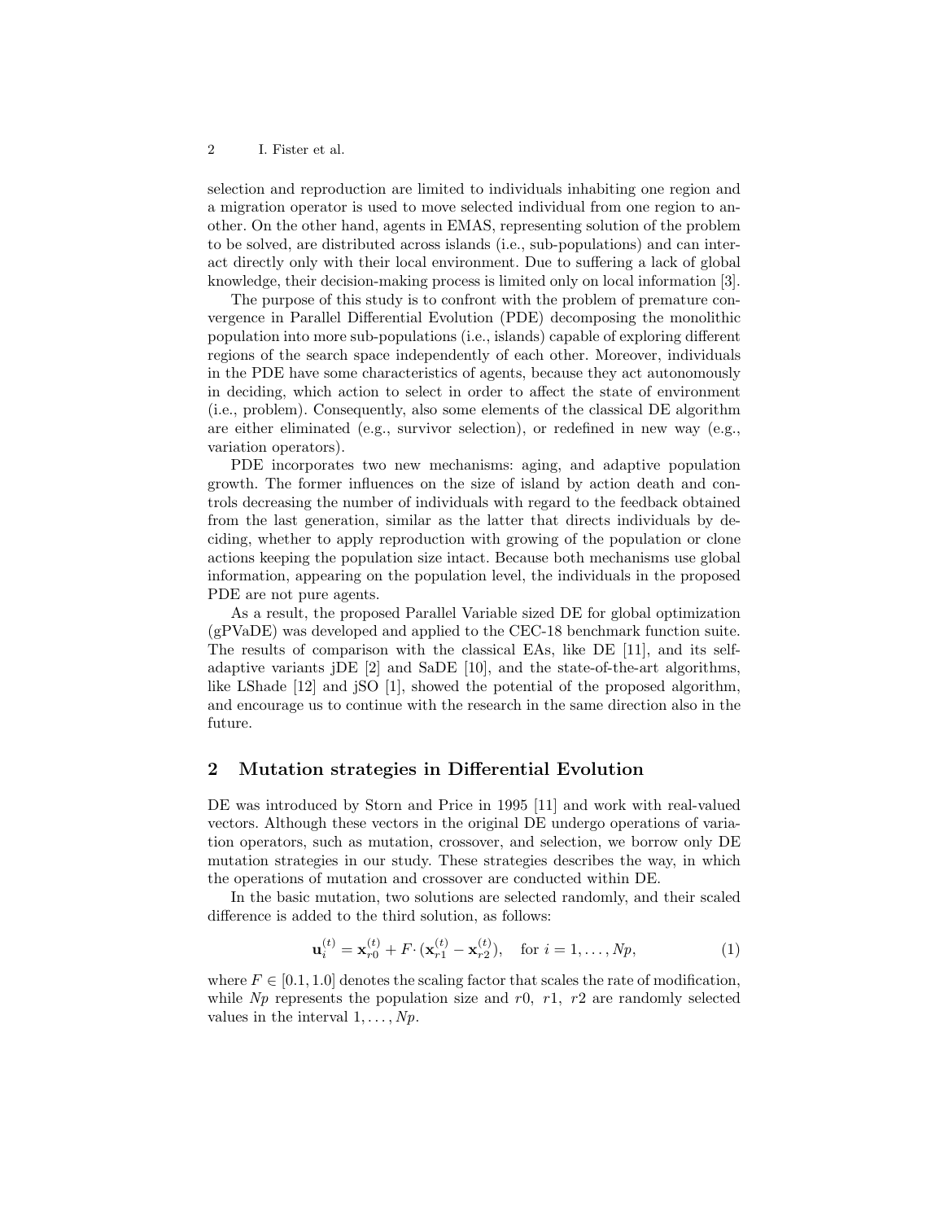selection and reproduction are limited to individuals inhabiting one region and a migration operator is used to move selected individual from one region to another. On the other hand, agents in EMAS, representing solution of the problem to be solved, are distributed across islands (i.e., sub-populations) and can interact directly only with their local environment. Due to suffering a lack of global knowledge, their decision-making process is limited only on local information [3].

The purpose of this study is to confront with the problem of premature convergence in Parallel Differential Evolution (PDE) decomposing the monolithic population into more sub-populations (i.e., islands) capable of exploring different regions of the search space independently of each other. Moreover, individuals in the PDE have some characteristics of agents, because they act autonomously in deciding, which action to select in order to affect the state of environment (i.e., problem). Consequently, also some elements of the classical DE algorithm are either eliminated (e.g., survivor selection), or redefined in new way (e.g., variation operators).

PDE incorporates two new mechanisms: aging, and adaptive population growth. The former influences on the size of island by action death and controls decreasing the number of individuals with regard to the feedback obtained from the last generation, similar as the latter that directs individuals by deciding, whether to apply reproduction with growing of the population or clone actions keeping the population size intact. Because both mechanisms use global information, appearing on the population level, the individuals in the proposed PDE are not pure agents.

As a result, the proposed Parallel Variable sized DE for global optimization (gPVaDE) was developed and applied to the CEC-18 benchmark function suite. The results of comparison with the classical EAs, like DE [11], and its self-adaptive variants jDE [2] and SaDE [10], and the state-of-the-art algorithms, like LShade [12] and jSO [1], showed the potential of the proposed algorithm, and encourage us to continue with the research in the same direction also in the future.

## 2 Mutation strategies in Differential Evolution

DE was introduced by Storn and Price in 1995 [11] and work with real-valued vectors. Although these vectors in the original DE undergo operations of variation operators, such as mutation, crossover, and selection, we borrow only DE mutation strategies in our study. These strategies describes the way, in which the operations of mutation and crossover are conducted within DE.

In the basic mutation, two solutions are selected randomly, and their scaled difference is added to the third solution, as follows:

$$\mathbf{u}_i^{(t)} = \mathbf{x}_{r0}^{(t)} + F \cdot (\mathbf{x}_{r1}^{(t)} - \mathbf{x}_{r2}^{(t)}), \quad \text{for } i = 1, \ldots, Np, \tag{1}$$

where $F \in [0.1, 1.0]$ denotes the scaling factor that scales the rate of modification, while $Np$ represents the population size and $r0$, $r1$, $r2$ are randomly selected values in the interval $1, \ldots, Np$.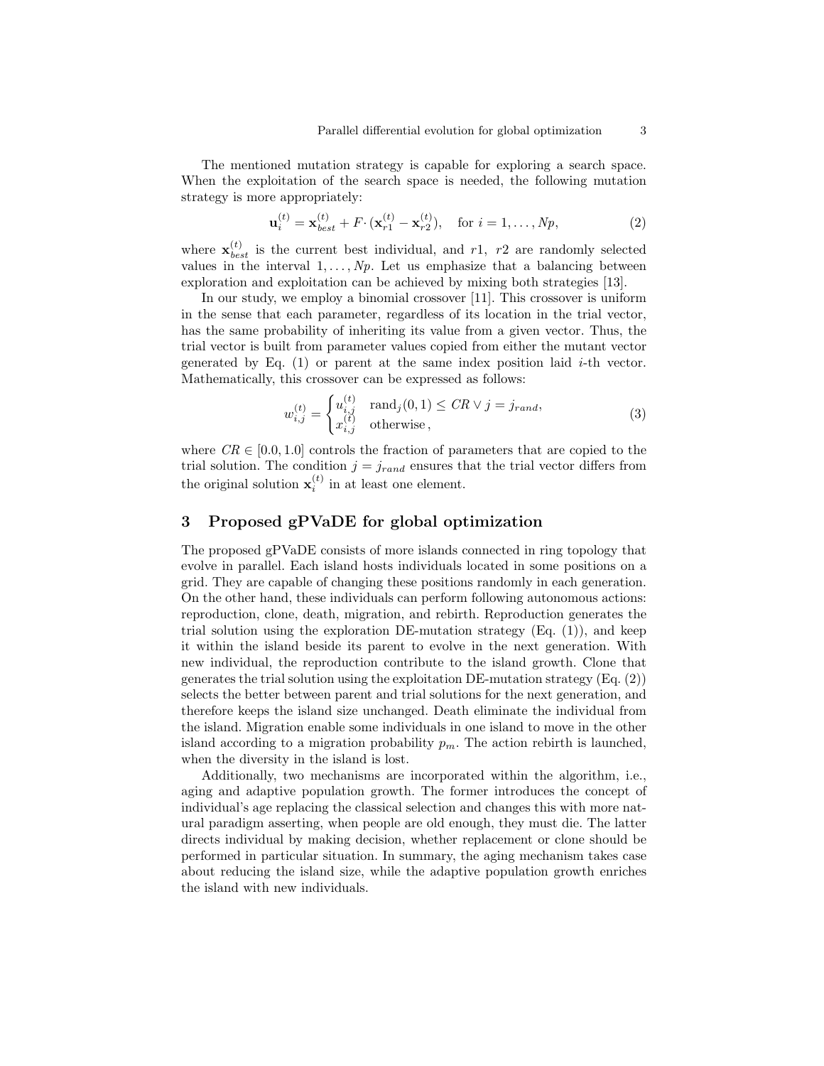The mentioned mutation strategy is capable for exploring a search space. When the exploitation of the search space is needed, the following mutation strategy is more appropriately:

$$\mathbf{u}_i^{(t)} = \mathbf{x}_{best}^{(t)} + F \cdot (\mathbf{x}_{r1}^{(t)} - \mathbf{x}_{r2}^{(t)}), \quad \text{for } i = 1, \ldots, Np, \tag{2}$$

where $\mathbf{x}_{best}^{(t)}$ is the current best individual, and $r1$, $r2$ are randomly selected values in the interval $1, \ldots, Np$. Let us emphasize that a balancing between exploration and exploitation can be achieved by mixing both strategies [13].

In our study, we employ a binomial crossover [11]. This crossover is uniform in the sense that each parameter, regardless of its location in the trial vector, has the same probability of inheriting its value from a given vector. Thus, the trial vector is built from parameter values copied from either the mutant vector generated by Eq. (1) or parent at the same index position laid $i$-th vector. Mathematically, this crossover can be expressed as follows:

$$w_{i,j}^{(t)} = \begin{cases} u_{i,j}^{(t)} & \text{rand}_j(0,1) \leq CR \vee j = j_{rand}, \\ x_{i,j}^{(t)} & \text{otherwise}, \end{cases} \tag{3}$$

where $CR \in [0.0, 1.0]$ controls the fraction of parameters that are copied to the trial solution. The condition $j = j_{rand}$ ensures that the trial vector differs from the original solution $\mathbf{x}_i^{(t)}$ in at least one element.

## 3 Proposed gPVaDE for global optimization

The proposed gPVaDE consists of more islands connected in ring topology that evolve in parallel. Each island hosts individuals located in some positions on a grid. They are capable of changing these positions randomly in each generation. On the other hand, these individuals can perform following autonomous actions: reproduction, clone, death, migration, and rebirth. Reproduction generates the trial solution using the exploration DE-mutation strategy (Eq. (1)), and keep it within the island beside its parent to evolve in the next generation. With new individual, the reproduction contribute to the island growth. Clone that generates the trial solution using the exploitation DE-mutation strategy (Eq. (2)) selects the better between parent and trial solutions for the next generation, and therefore keeps the island size unchanged. Death eliminate the individual from the island. Migration enable some individuals in one island to move in the other island according to a migration probability $p_m$. The action rebirth is launched, when the diversity in the island is lost.

Additionally, two mechanisms are incorporated within the algorithm, i.e., aging and adaptive population growth. The former introduces the concept of individual's age replacing the classical selection and changes this with more natural paradigm asserting, when people are old enough, they must die. The latter directs individual by making decision, whether replacement or clone should be performed in particular situation. In summary, the aging mechanism takes case about reducing the island size, while the adaptive population growth enriches the island with new individuals.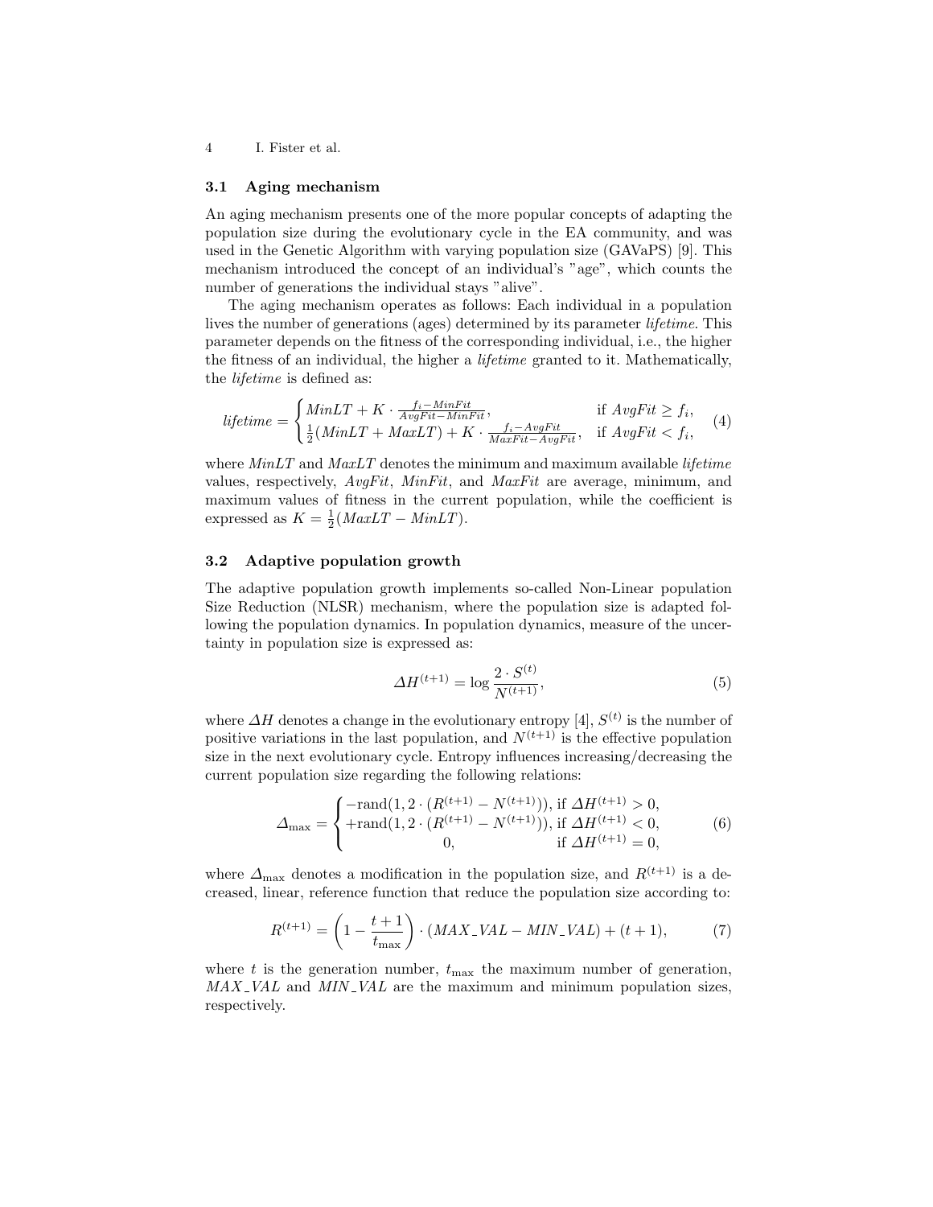### 3.1 Aging mechanism

An aging mechanism presents one of the more popular concepts of adapting the population size during the evolutionary cycle in the EA community, and was used in the Genetic Algorithm with varying population size (GAVaPS) [9]. This mechanism introduced the concept of an individual's "age", which counts the number of generations the individual stays "alive".

The aging mechanism operates as follows: Each individual in a population lives the number of generations (ages) determined by its parameter *lifetime*. This parameter depends on the fitness of the corresponding individual, i.e., the higher the fitness of an individual, the higher a *lifetime* granted to it. Mathematically, the *lifetime* is defined as:

$$\mathit{lifetime} = \begin{cases} \mathit{MinLT} + K \cdot \frac{f_i - \mathit{MinFit}}{\mathit{AvgFit} - \mathit{MinFit}}, & \text{if } \mathit{AvgFit} \geq f_i, \\ \frac{1}{2}(\mathit{MinLT} + \mathit{MaxLT}) + K \cdot \frac{f_i - \mathit{AvgFit}}{\mathit{MaxFit} - \mathit{AvgFit}}, & \text{if } \mathit{AvgFit} < f_i, \end{cases} \tag{4}$$

where $\mathit{MinLT}$ and $\mathit{MaxLT}$ denotes the minimum and maximum available *lifetime* values, respectively, $\mathit{AvgFit}$, $\mathit{MinFit}$, and $\mathit{MaxFit}$ are average, minimum, and maximum values of fitness in the current population, while the coefficient is expressed as $K = \frac{1}{2}(\mathit{MaxLT} - \mathit{MinLT})$.

### 3.2 Adaptive population growth

The adaptive population growth implements so-called Non-Linear population Size Reduction (NLSR) mechanism, where the population size is adapted following the population dynamics. In population dynamics, measure of the uncertainty in population size is expressed as:

$$\Delta H^{(t+1)} = \log \frac{2 \cdot S^{(t)}}{N^{(t+1)}}, \tag{5}$$

where $\Delta H$ denotes a change in the evolutionary entropy [4], $S^{(t)}$ is the number of positive variations in the last population, and $N^{(t+1)}$ is the effective population size in the next evolutionary cycle. Entropy influences increasing/decreasing the current population size regarding the following relations:

$$\Delta_{\max} = \begin{cases} -\text{rand}(1, 2 \cdot (R^{(t+1)} - N^{(t+1)})), & \text{if } \Delta H^{(t+1)} > 0, \\ +\text{rand}(1, 2 \cdot (R^{(t+1)} - N^{(t+1)})), & \text{if } \Delta H^{(t+1)} < 0, \\ 0, & \text{if } \Delta H^{(t+1)} = 0, \end{cases} \tag{6}$$

where $\Delta_{\max}$ denotes a modification in the population size, and $R^{(t+1)}$ is a decreased, linear, reference function that reduce the population size according to:

$$R^{(t+1)} = \left(1 - \frac{t+1}{t_{\max}}\right) \cdot (\mathit{MAX\_VAL} - \mathit{MIN\_VAL}) + (t+1), \tag{7}$$

where $t$ is the generation number, $t_{\max}$ the maximum number of generation, $\mathit{MAX\_VAL}$ and $\mathit{MIN\_VAL}$ are the maximum and minimum population sizes, respectively.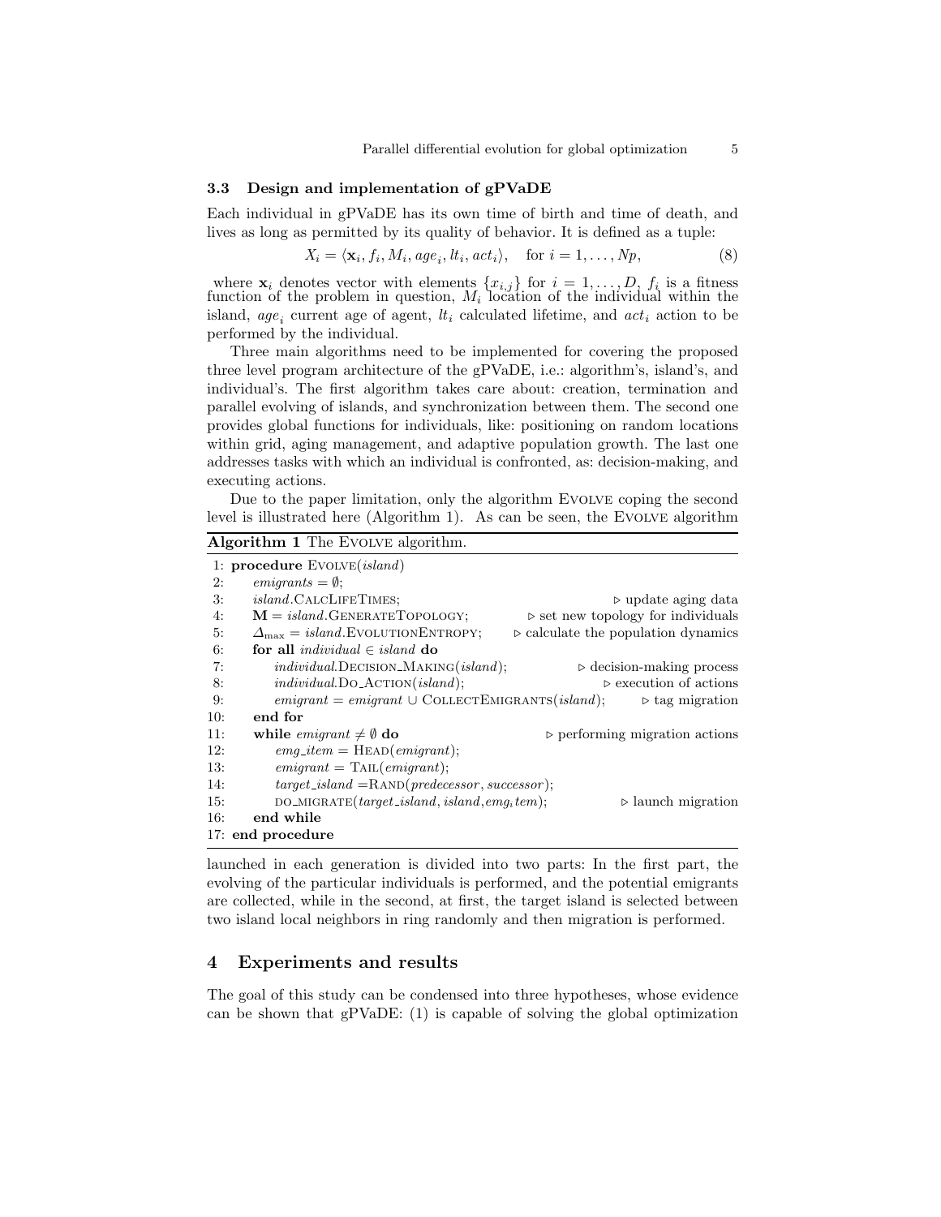### 3.3 Design and implementation of gPVaDE

Each individual in gPVaDE has its own time of birth and time of death, and lives as long as permitted by its quality of behavior. It is defined as a tuple:

$$X_i = \langle \mathbf{x}_i, f_i, M_i, age_i, lt_i, act_i \rangle, \quad \text{for } i = 1, \ldots, Np, \tag{8}$$

where $\mathbf{x}_i$ denotes vector with elements $\{x_{i,j}\}$ for $i = 1, \ldots, D$, $f_i$ is a fitness function of the problem in question, $M_i$ location of the individual within the island, $age_i$ current age of agent, $lt_i$ calculated lifetime, and $act_i$ action to be performed by the individual.

Three main algorithms need to be implemented for covering the proposed three level program architecture of the gPVaDE, i.e.: algorithm's, island's, and individual's. The first algorithm takes care about: creation, termination and parallel evolving of islands, and synchronization between them. The second one provides global functions for individuals, like: positioning on random locations within grid, aging management, and adaptive population growth. The last one addresses tasks with which an individual is confronted, as: decision-making, and executing actions.

Due to the paper limitation, only the algorithm Evolve coping the second level is illustrated here (Algorithm 1). As can be seen, the Evolve algorithm

**Algorithm 1** The Evolve algorithm.

```
 1: procedure Evolve(island)
 2:     emigrants = ∅;
 3:     island.CalcLifeTimes;                                  ▷ update aging data
 4:     M = island.GenerateTopology;           ▷ set new topology for individuals
 5:     Δmax = island.EvolutionEntropy;     ▷ calculate the population dynamics
 6:     for all individual ∈ island do
 7:         individual.Decision_Making(island);            ▷ decision-making process
 8:         individual.Do_Action(island);                   ▷ execution of actions
 9:         emigrant = emigrant ∪ CollectEmigrants(island);        ▷ tag migration
10:     end for
11:     while emigrant ≠ ∅ do                       ▷ performing migration actions
12:         emg_item = Head(emigrant);
13:         emigrant = Tail(emigrant);
14:         target_island = Rand(predecessor, successor);
15:         do_migrate(target_island, island, emg,tem);           ▷ launch migration
16:     end while
17: end procedure
```

launched in each generation is divided into two parts: In the first part, the evolving of the particular individuals is performed, and the potential emigrants are collected, while in the second, at first, the target island is selected between two island local neighbors in ring randomly and then migration is performed.

## 4 Experiments and results

The goal of this study can be condensed into three hypotheses, whose evidence can be shown that gPVaDE: (1) is capable of solving the global optimization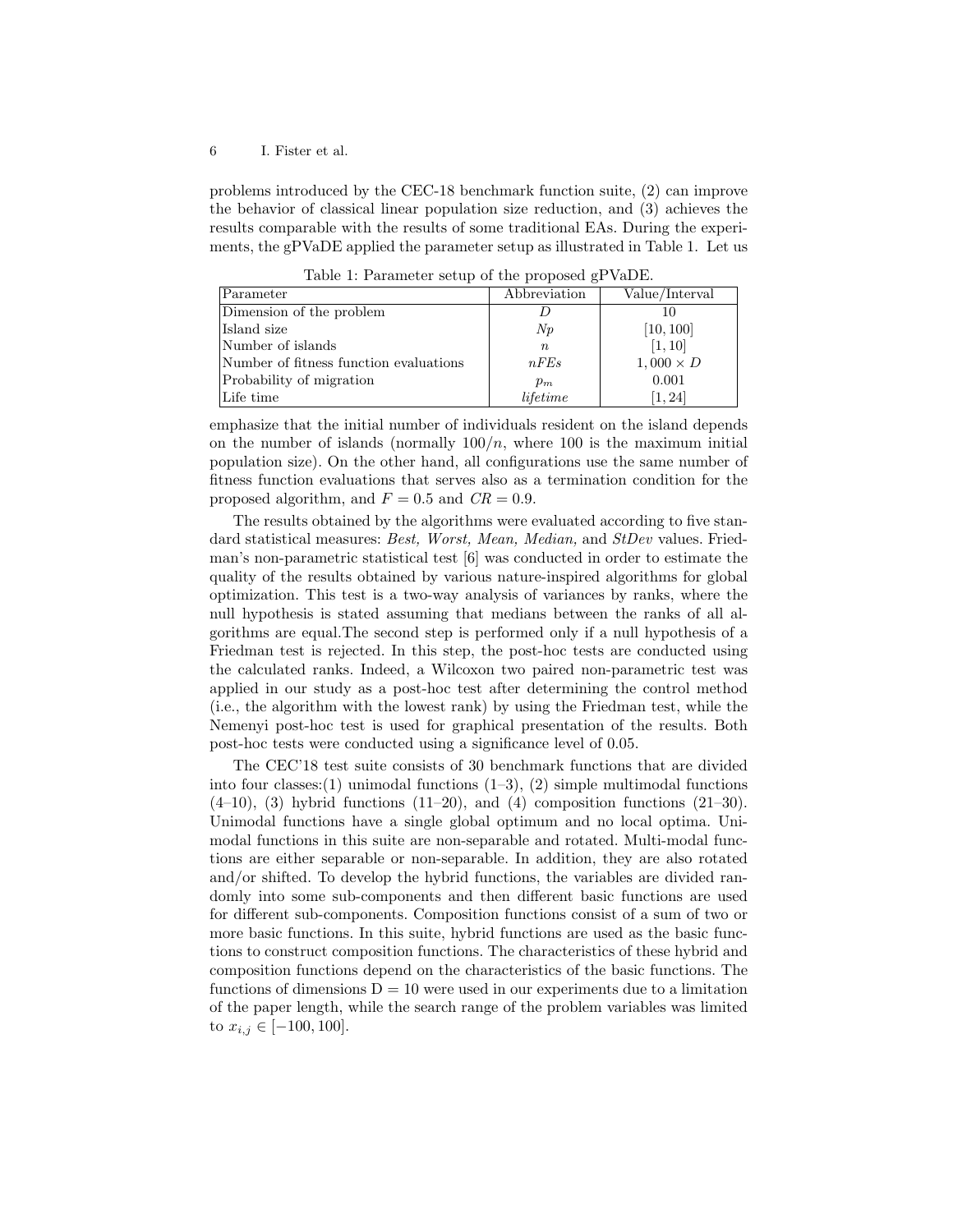problems introduced by the CEC-18 benchmark function suite, (2) can improve the behavior of classical linear population size reduction, and (3) achieves the results comparable with the results of some traditional EAs. During the experiments, the gPVaDE applied the parameter setup as illustrated in Table 1. Let us

Table 1: Parameter setup of the proposed gPVaDE.

| Parameter | Abbreviation | Value/Interval |
| --- | --- | --- |
| Dimension of the problem | $D$ | 10 |
| Island size | $Np$ | $[10, 100]$ |
| Number of islands | $n$ | $[1, 10]$ |
| Number of fitness function evaluations | $nFEs$ | $1,000 \times D$ |
| Probability of migration | $p_m$ | 0.001 |
| Life time | $lifetime$ | $[1, 24]$ |

emphasize that the initial number of individuals resident on the island depends on the number of islands (normally $100/n$, where 100 is the maximum initial population size). On the other hand, all configurations use the same number of fitness function evaluations that serves also as a termination condition for the proposed algorithm, and $F = 0.5$ and $CR = 0.9$.

The results obtained by the algorithms were evaluated according to five standard statistical measures: *Best, Worst, Mean, Median,* and *StDev* values. Friedman's non-parametric statistical test [6] was conducted in order to estimate the quality of the results obtained by various nature-inspired algorithms for global optimization. This test is a two-way analysis of variances by ranks, where the null hypothesis is stated assuming that medians between the ranks of all algorithms are equal.The second step is performed only if a null hypothesis of a Friedman test is rejected. In this step, the post-hoc tests are conducted using the calculated ranks. Indeed, a Wilcoxon two paired non-parametric test was applied in our study as a post-hoc test after determining the control method (i.e., the algorithm with the lowest rank) by using the Friedman test, while the Nemenyi post-hoc test is used for graphical presentation of the results. Both post-hoc tests were conducted using a significance level of 0.05.

The CEC'18 test suite consists of 30 benchmark functions that are divided into four classes:(1) unimodal functions (1–3), (2) simple multimodal functions (4–10), (3) hybrid functions (11–20), and (4) composition functions (21–30). Unimodal functions have a single global optimum and no local optima. Unimodal functions in this suite are non-separable and rotated. Multi-modal functions are either separable or non-separable. In addition, they are also rotated and/or shifted. To develop the hybrid functions, the variables are divided randomly into some sub-components and then different basic functions are used for different sub-components. Composition functions consist of a sum of two or more basic functions. In this suite, hybrid functions are used as the basic functions to construct composition functions. The characteristics of these hybrid and composition functions depend on the characteristics of the basic functions. The functions of dimensions D = 10 were used in our experiments due to a limitation of the paper length, while the search range of the problem variables was limited to $x_{i,j} \in [-100, 100]$.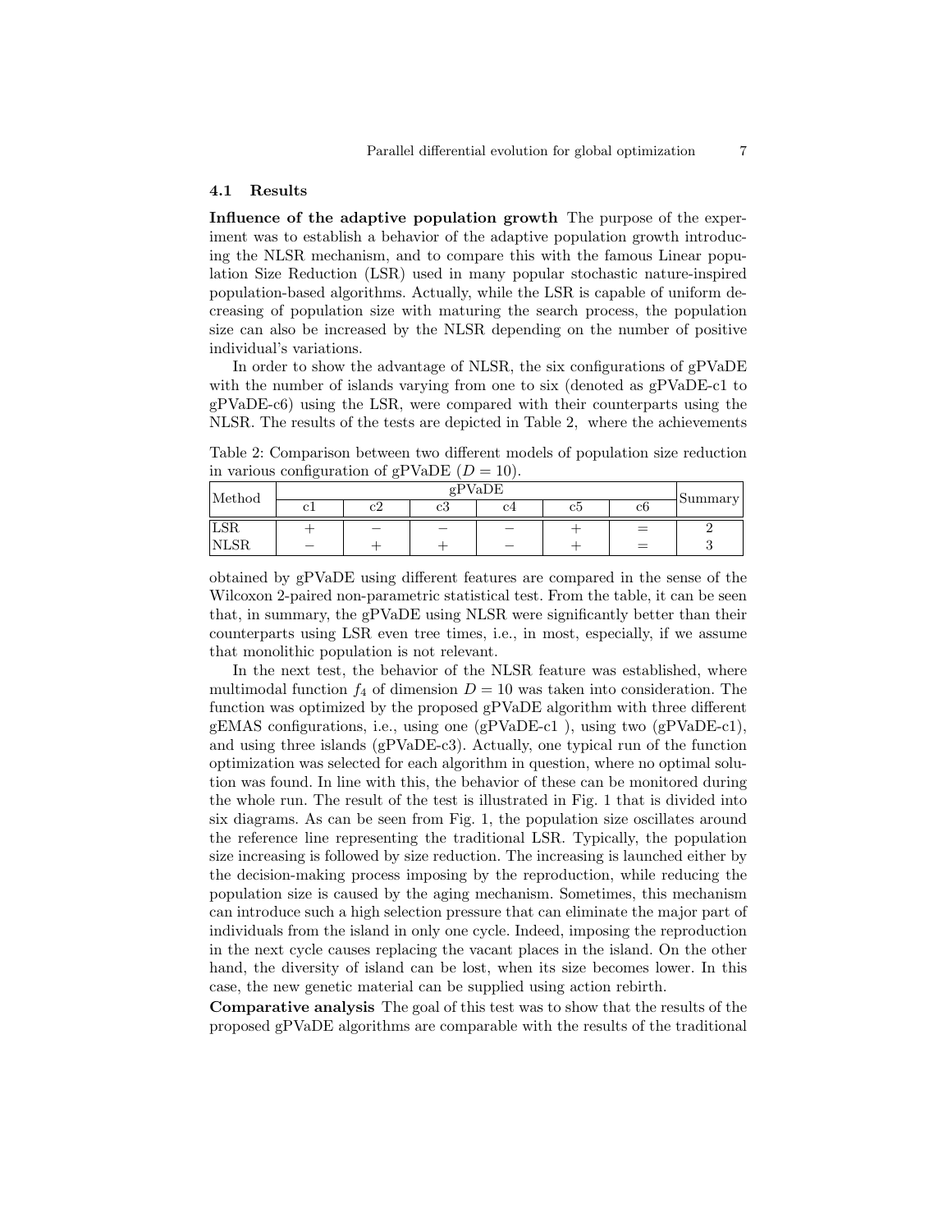### 4.1 Results

**Influence of the adaptive population growth** The purpose of the experiment was to establish a behavior of the adaptive population growth introducing the NLSR mechanism, and to compare this with the famous Linear population Size Reduction (LSR) used in many popular stochastic nature-inspired population-based algorithms. Actually, while the LSR is capable of uniform decreasing of population size with maturing the search process, the population size can also be increased by the NLSR depending on the number of positive individual's variations.

In order to show the advantage of NLSR, the six configurations of gPVaDE with the number of islands varying from one to six (denoted as gPVaDE-c1 to gPVaDE-c6) using the LSR, were compared with their counterparts using the NLSR. The results of the tests are depicted in Table 2, where the achievements obtained by gPVaDE using different features are compared in the sense of the Wilcoxon 2-paired non-parametric statistical test. From the table, it can be seen that, in summary, the gPVaDE using NLSR were significantly better than their counterparts using LSR even tree times, i.e., in most, especially, if we assume that monolithic population is not relevant.

Table 2: Comparison between two different models of population size reduction in various configuration of gPVaDE ($D = 10$).

| Method | gPVaDE | | | | | | Summary |
|---|---|---|---|---|---|---|---|
| | c1 | c2 | c3 | c4 | c5 | c6 | |
| LSR | + | − | − | − | + | = | 2 |
| NLSR | − | + | + | − | + | = | 3 |

In the next test, the behavior of the NLSR feature was established, where multimodal function $f_4$ of dimension $D = 10$ was taken into consideration. The function was optimized by the proposed gPVaDE algorithm with three different gEMAS configurations, i.e., using one (gPVaDE-c1 ), using two (gPVaDE-c1), and using three islands (gPVaDE-c3). Actually, one typical run of the function optimization was selected for each algorithm in question, where no optimal solution was found. In line with this, the behavior of these can be monitored during the whole run. The result of the test is illustrated in Fig. 1 that is divided into six diagrams. As can be seen from Fig. 1, the population size oscillates around the reference line representing the traditional LSR. Typically, the population size increasing is followed by size reduction. The increasing is launched either by the decision-making process imposing by the reproduction, while reducing the population size is caused by the aging mechanism. Sometimes, this mechanism can introduce such a high selection pressure that can eliminate the major part of individuals from the island in only one cycle. Indeed, imposing the reproduction in the next cycle causes replacing the vacant places in the island. On the other hand, the diversity of island can be lost, when its size becomes lower. In this case, the new genetic material can be supplied using action rebirth.

**Comparative analysis** The goal of this test was to show that the results of the proposed gPVaDE algorithms are comparable with the results of the traditional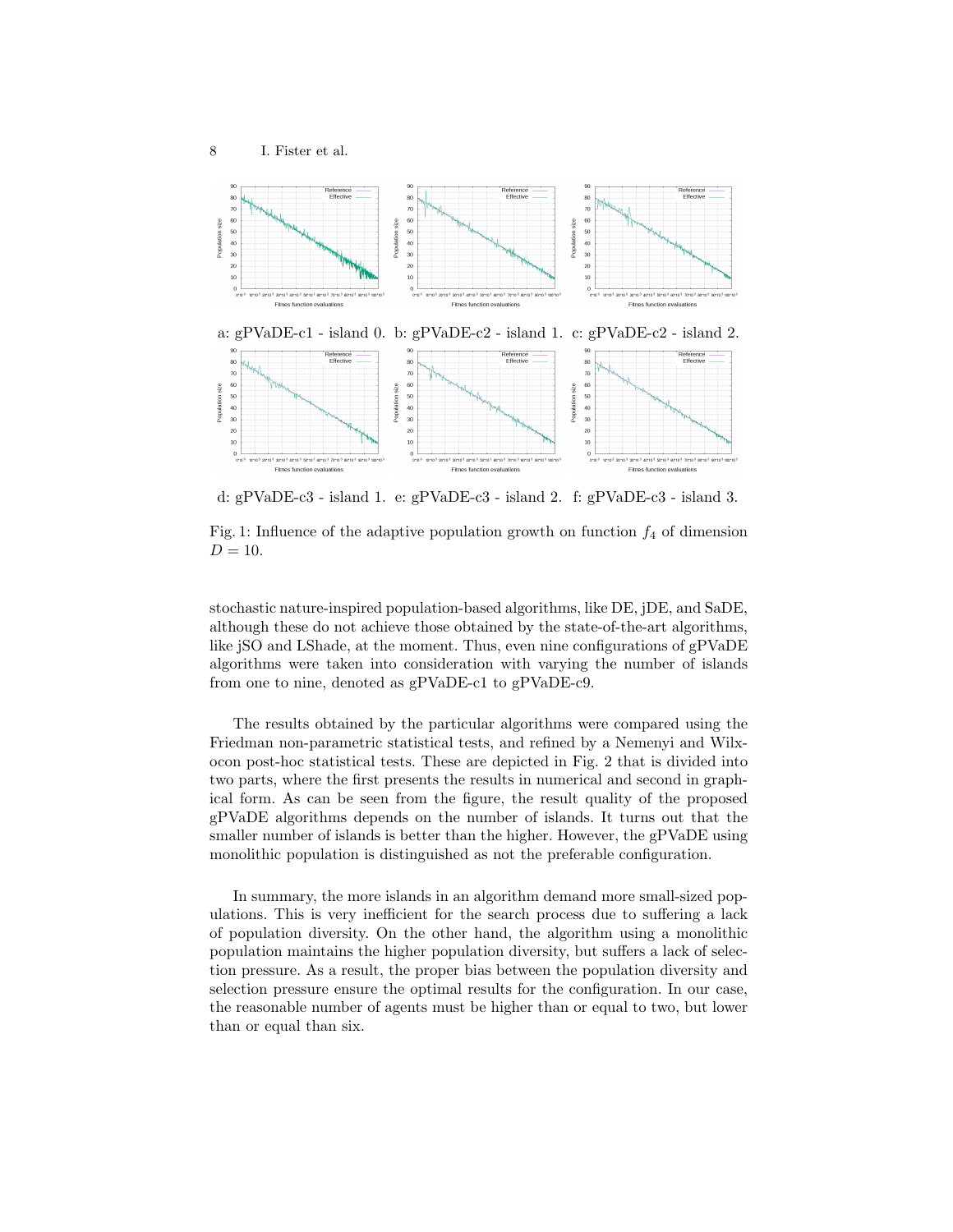a: gPVaDE-c1 - island 0. b: gPVaDE-c2 - island 1. c: gPVaDE-c2 - island 2.

d: gPVaDE-c3 - island 1. e: gPVaDE-c3 - island 2. f: gPVaDE-c3 - island 3.

Fig. 1: Influence of the adaptive population growth on function $f_4$ of dimension $D = 10$.

stochastic nature-inspired population-based algorithms, like DE, jDE, and SaDE, although these do not achieve those obtained by the state-of-the-art algorithms, like jSO and LShade, at the moment. Thus, even nine configurations of gPVaDE algorithms were taken into consideration with varying the number of islands from one to nine, denoted as gPVaDE-c1 to gPVaDE-c9.

The results obtained by the particular algorithms were compared using the Friedman non-parametric statistical tests, and refined by a Nemenyi and Wilxocon post-hoc statistical tests. These are depicted in Fig. 2 that is divided into two parts, where the first presents the results in numerical and second in graphical form. As can be seen from the figure, the result quality of the proposed gPVaDE algorithms depends on the number of islands. It turns out that the smaller number of islands is better than the higher. However, the gPVaDE using monolithic population is distinguished as not the preferable configuration.

In summary, the more islands in an algorithm demand more small-sized populations. This is very inefficient for the search process due to suffering a lack of population diversity. On the other hand, the algorithm using a monolithic population maintains the higher population diversity, but suffers a lack of selection pressure. As a result, the proper bias between the population diversity and selection pressure ensure the optimal results for the configuration. In our case, the reasonable number of agents must be higher than or equal to two, but lower than or equal than six.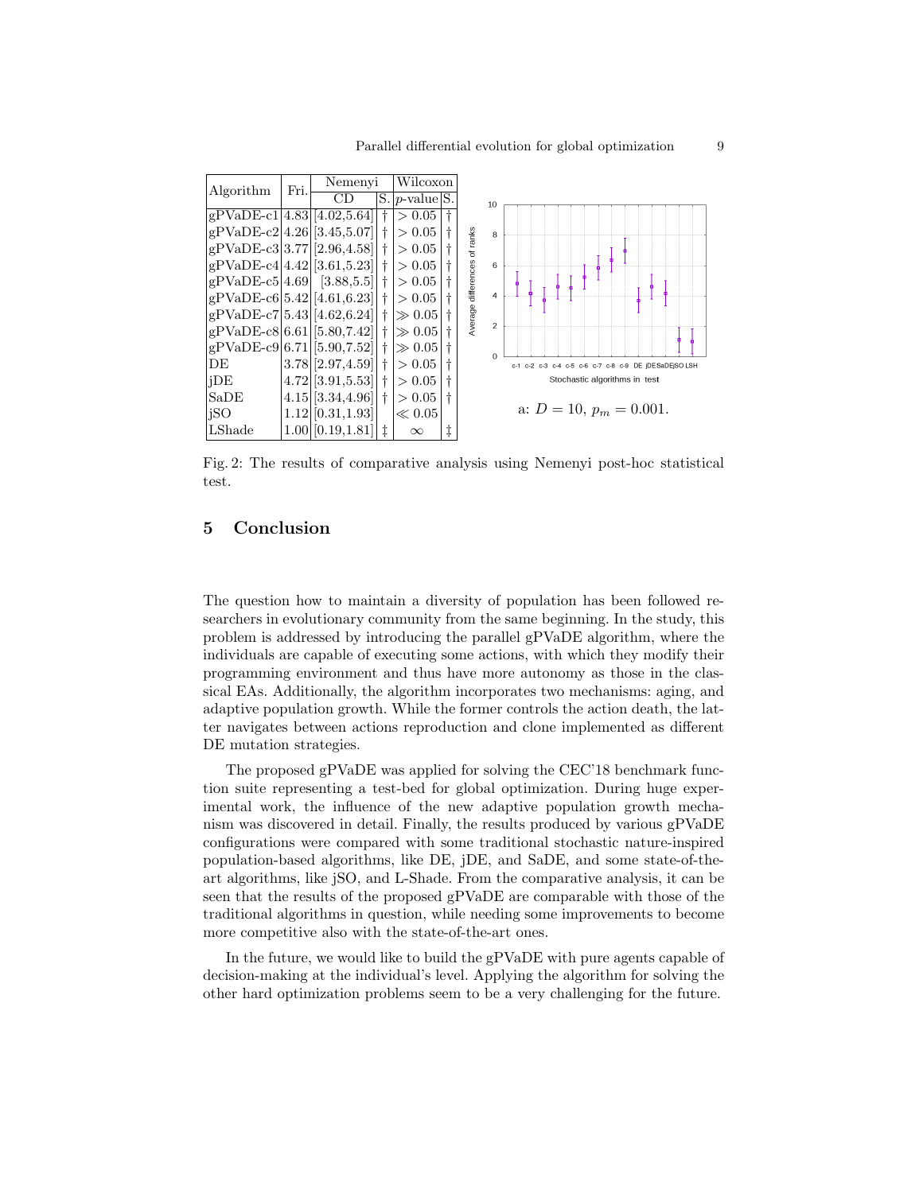| Algorithm | Fri. | Nemenyi | | Wilcoxon | |
|---|---|---|---|---|---|
| | | CD | S. | $p$-value | S. |
| gPVaDE-c1 | 4.83 | [4.02,5.64] | † | $> 0.05$ | † |
| gPVaDE-c2 | 4.26 | [3.45,5.07] | † | $> 0.05$ | † |
| gPVaDE-c3 | 3.77 | [2.96,4.58] | † | $> 0.05$ | † |
| gPVaDE-c4 | 4.42 | [3.61,5.23] | † | $> 0.05$ | † |
| gPVaDE-c5 | 4.69 | [3.88,5.5] | † | $> 0.05$ | † |
| gPVaDE-c6 | 5.42 | [4.61,6.23] | † | $> 0.05$ | † |
| gPVaDE-c7 | 5.43 | [4.62,6.24] | † | $\gg 0.05$ | † |
| gPVaDE-c8 | 6.61 | [5.80,7.42] | † | $\gg 0.05$ | † |
| gPVaDE-c9 | 6.71 | [5.90,7.52] | † | $\gg 0.05$ | † |
| DE | 3.78 | [2.97,4.59] | † | $> 0.05$ | † |
| jDE | 4.72 | [3.91,5.53] | † | $> 0.05$ | † |
| SaDE | 4.15 | [3.34,4.96] | † | $> 0.05$ | † |
| jSO | 1.12 | [0.31,1.93] | | $\ll 0.05$ | |
| LShade | 1.00 | [0.19,1.81] | ‡ | $\infty$ | ‡ |

a: $D = 10$, $p_m = 0.001$.

Fig. 2: The results of comparative analysis using Nemenyi post-hoc statistical test.

## 5 Conclusion

The question how to maintain a diversity of population has been followed researchers in evolutionary community from the same beginning. In the study, this problem is addressed by introducing the parallel gPVaDE algorithm, where the individuals are capable of executing some actions, with which they modify their programming environment and thus have more autonomy as those in the classical EAs. Additionally, the algorithm incorporates two mechanisms: aging, and adaptive population growth. While the former controls the action death, the latter navigates between actions reproduction and clone implemented as different DE mutation strategies.

The proposed gPVaDE was applied for solving the CEC'18 benchmark function suite representing a test-bed for global optimization. During huge experimental work, the influence of the new adaptive population growth mechanism was discovered in detail. Finally, the results produced by various gPVaDE configurations were compared with some traditional stochastic nature-inspired population-based algorithms, like DE, jDE, and SaDE, and some state-of-the-art algorithms, like jSO, and L-Shade. From the comparative analysis, it can be seen that the results of the proposed gPVaDE are comparable with those of the traditional algorithms in question, while needing some improvements to become more competitive also with the state-of-the-art ones.

In the future, we would like to build the gPVaDE with pure agents capable of decision-making at the individual's level. Applying the algorithm for solving the other hard optimization problems seem to be a very challenging for the future.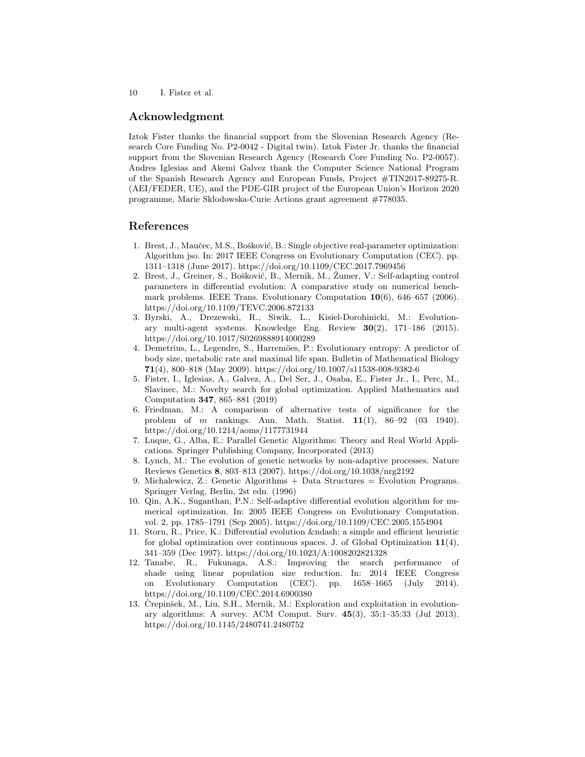## Acknowledgment

Iztok Fister thanks the financial support from the Slovenian Research Agency (Research Core Funding No. P2-0042 - Digital twin). Iztok Fister Jr. thanks the financial support from the Slovenian Research Agency (Research Core Funding No. P2-0057). Andres Iglesias and Akemi Galvez thank the Computer Science National Program of the Spanish Research Agency and European Funds, Project #TIN2017-89275-R. (AEI/FEDER, UE), and the PDE-GIR project of the European Union's Horizon 2020 programme, Marie Sklodowska-Curie Actions grant agreement #778035.

## References

1. Brest, J., Maučec, M.S., Bošković, B.: Single objective real-parameter optimization: Algorithm jso. In: 2017 IEEE Congress on Evolutionary Computation (CEC). pp. 1311–1318 (June 2017). https://doi.org/10.1109/CEC.2017.7969456
2. Brest, J., Greiner, S., Bošković, B., Mernik, M., Žumer, V.: Self-adapting control parameters in differential evolution: A comparative study on numerical benchmark problems. IEEE Trans. Evolutionary Computation **10**(6), 646–657 (2006). https://doi.org/10.1109/TEVC.2006.872133
3. Byrski, A., Drezewski, R., Siwik, L., Kisiel-Dorohinicki, M.: Evolutionary multi-agent systems. Knowledge Eng. Review **30**(2), 171–186 (2015). https://doi.org/10.1017/S0269888914000289
4. Demetrius, L., Legendre, S., Harremöes, P.: Evolutionary entropy: A predictor of body size, metabolic rate and maximal life span. Bulletin of Mathematical Biology **71**(4), 800–818 (May 2009). https://doi.org/10.1007/s11538-008-9382-6
5. Fister, I., Iglesias, A., Galvez, A., Del Ser, J., Osaba, E., Fister Jr., I., Perc, M., Slavinec, M.: Novelty search for global optimization. Applied Mathematics and Computation **347**, 865–881 (2019)
6. Friedman, M.: A comparison of alternative tests of significance for the problem of $m$ rankings. Ann. Math. Statist. **11**(1), 86–92 (03 1940). https://doi.org/10.1214/aoms/1177731944
7. Luque, G., Alba, E.: Parallel Genetic Algorithms: Theory and Real World Applications. Springer Publishing Company, Incorporated (2013)
8. Lynch, M.: The evolution of genetic networks by non-adaptive processes. Nature Reviews Genetics **8**, 803–813 (2007). https://doi.org/10.1038/nrg2192
9. Michalewicz, Z.: Genetic Algorithms + Data Structures = Evolution Programs. Springer Verlag, Berlin, 2st edn. (1996)
10. Qin, A.K., Suganthan, P.N.: Self-adaptive differential evolution algorithm for numerical optimization. In: 2005 IEEE Congress on Evolutionary Computation. vol. 2, pp. 1785–1791 (Sep 2005). https://doi.org/10.1109/CEC.2005.1554904
11. Storn, R., Price, K.: Differential evolution &ndash; a simple and efficient heuristic for global optimization over continuous spaces. J. of Global Optimization **11**(4), 341–359 (Dec 1997). https://doi.org/10.1023/A:1008202821328
12. Tanabe, R., Fukunaga, A.S.: Improving the search performance of shade using linear population size reduction. In: 2014 IEEE Congress on Evolutionary Computation (CEC). pp. 1658–1665 (July 2014). https://doi.org/10.1109/CEC.2014.6900380
13. Črepinšek, M., Liu, S.H., Mernik, M.: Exploration and exploitation in evolutionary algorithms: A survey. ACM Comput. Surv. **45**(3), 35:1–35:33 (Jul 2013). https://doi.org/10.1145/2480741.2480752